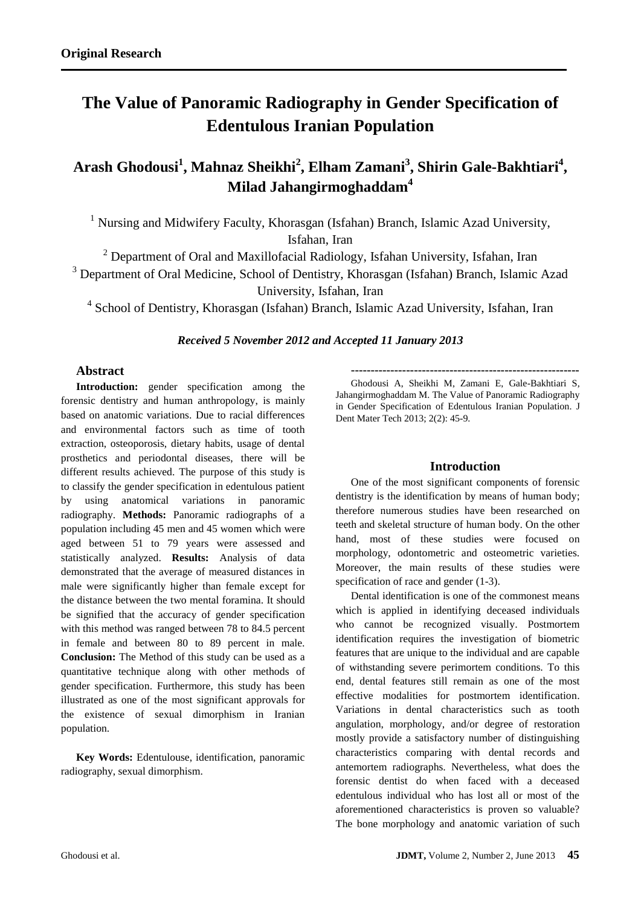**Original Research**

# The Value of Panoramic Radiography in Gender Specification of Edentulous Iranian Population

## Arash Ghodousi[1], Mahnaz Sheikhi[2], Elham Zamani[3], Shirin Gale-Bakhtiari[4], Milad Jahangirmoghaddam[4]

[1] Nursing and Midwifery Faculty, Khorasgan (Isfahan) Branch, Islamic Azad University, Isfahan, Iran

[2] Department of Oral and Maxillofacial Radiology, Isfahan University, Isfahan, Iran

[3] Department of Oral Medicine, School of Dentistry, Khorasgan (Isfahan) Branch, Islamic Azad University, Isfahan, Iran

[4] School of Dentistry, Khorasgan (Isfahan) Branch, Islamic Azad University, Isfahan, Iran

***Received 5 November 2012 and Accepted 11 January 2013***

### Abstract

**Introduction:** gender specification among the forensic dentistry and human anthropology, is mainly based on anatomic variations. Due to racial differences and environmental factors such as time of tooth extraction, osteoporosis, dietary habits, usage of dental prosthetics and periodontal diseases, there will be different results achieved. The purpose of this study is to classify the gender specification in edentulous patient by using anatomical variations in panoramic radiography. **Methods:** Panoramic radiographs of a population including 45 men and 45 women which were aged between 51 to 79 years were assessed and statistically analyzed. **Results:** Analysis of data demonstrated that the average of measured distances in male were significantly higher than female except for the distance between the two mental foramina. It should be signified that the accuracy of gender specification with this method was ranged between 78 to 84.5 percent in female and between 80 to 89 percent in male. **Conclusion:** The Method of this study can be used as a quantitative technique along with other methods of gender specification. Furthermore, this study has been illustrated as one of the most significant approvals for the existence of sexual dimorphism in Iranian population.

**Key Words:** Edentulouse, identification, panoramic radiography, sexual dimorphism.

---

Ghodousi A, Sheikhi M, Zamani E, Gale-Bakhtiari S, Jahangirmoghaddam M. The Value of Panoramic Radiography in Gender Specification of Edentulous Iranian Population. J Dent Mater Tech 2013; 2(2): 45-9.

### Introduction

One of the most significant components of forensic dentistry is the identification by means of human body; therefore numerous studies have been researched on teeth and skeletal structure of human body. On the other hand, most of these studies were focused on morphology, odontometric and osteometric varieties. Moreover, the main results of these studies were specification of race and gender (1-3).

Dental identification is one of the commonest means which is applied in identifying deceased individuals who cannot be recognized visually. Postmortem identification requires the investigation of biometric features that are unique to the individual and are capable of withstanding severe perimortem conditions. To this end, dental features still remain as one of the most effective modalities for postmortem identification. Variations in dental characteristics such as tooth angulation, morphology, and/or degree of restoration mostly provide a satisfactory number of distinguishing characteristics comparing with dental records and antemortem radiographs. Nevertheless, what does the forensic dentist do when faced with a deceased edentulous individual who has lost all or most of the aforementioned characteristics is proven so valuable? The bone morphology and anatomic variation of such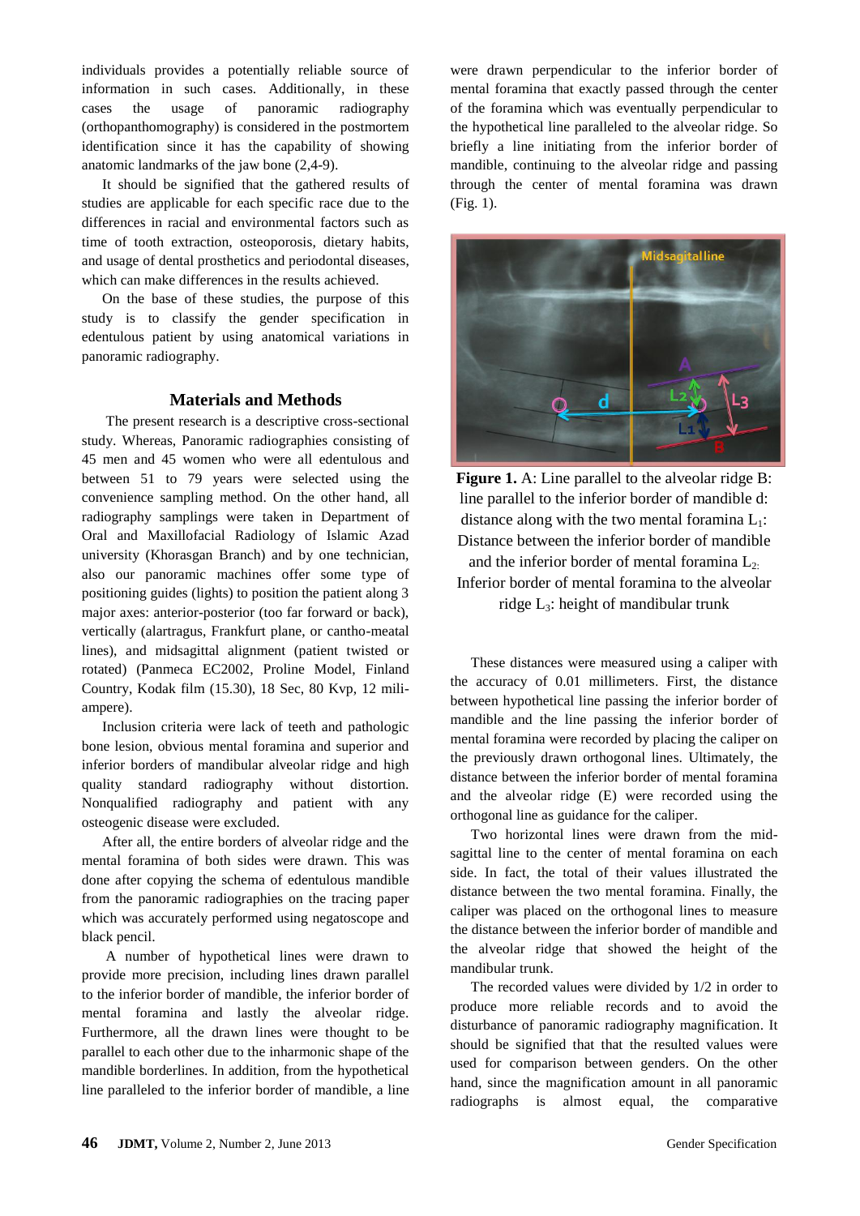individuals provides a potentially reliable source of information in such cases. Additionally, in these cases the usage of panoramic radiography (orthopanthomography) is considered in the postmortem identification since it has the capability of showing anatomic landmarks of the jaw bone (2,4-9).

It should be signified that the gathered results of studies are applicable for each specific race due to the differences in racial and environmental factors such as time of tooth extraction, osteoporosis, dietary habits, and usage of dental prosthetics and periodontal diseases, which can make differences in the results achieved.

On the base of these studies, the purpose of this study is to classify the gender specification in edentulous patient by using anatomical variations in panoramic radiography.

## Materials and Methods

The present research is a descriptive cross-sectional study. Whereas, Panoramic radiographies consisting of 45 men and 45 women who were all edentulous and between 51 to 79 years were selected using the convenience sampling method. On the other hand, all radiography samplings were taken in Department of Oral and Maxillofacial Radiology of Islamic Azad university (Khorasgan Branch) and by one technician, also our panoramic machines offer some type of positioning guides (lights) to position the patient along 3 major axes: anterior-posterior (too far forward or back), vertically (alartragus, Frankfurt plane, or cantho-meatal lines), and midsagittal alignment (patient twisted or rotated) (Panmeca EC2002, Proline Model, Finland Country, Kodak film (15.30), 18 Sec, 80 Kvp, 12 mili-ampere).

Inclusion criteria were lack of teeth and pathologic bone lesion, obvious mental foramina and superior and inferior borders of mandibular alveolar ridge and high quality standard radiography without distortion. Nonqualified radiography and patient with any osteogenic disease were excluded.

After all, the entire borders of alveolar ridge and the mental foramina of both sides were drawn. This was done after copying the schema of edentulous mandible from the panoramic radiographies on the tracing paper which was accurately performed using negatoscope and black pencil.

A number of hypothetical lines were drawn to provide more precision, including lines drawn parallel to the inferior border of mandible, the inferior border of mental foramina and lastly the alveolar ridge. Furthermore, all the drawn lines were thought to be parallel to each other due to the inharmonic shape of the mandible borderlines. In addition, from the hypothetical line paralleled to the inferior border of mandible, a line were drawn perpendicular to the inferior border of mental foramina that exactly passed through the center of the foramina which was eventually perpendicular to the hypothetical line paralleled to the alveolar ridge. So briefly a line initiating from the inferior border of mandible, continuing to the alveolar ridge and passing through the center of mental foramina was drawn (Fig. 1).

**Figure 1.** A: Line parallel to the alveolar ridge B: line parallel to the inferior border of mandible d: distance along with the two mental foramina $L_1$: Distance between the inferior border of mandible and the inferior border of mental foramina $L_2$: Inferior border of mental foramina to the alveolar ridge $L_3$: height of mandibular trunk

These distances were measured using a caliper with the accuracy of 0.01 millimeters. First, the distance between hypothetical line passing the inferior border of mandible and the line passing the inferior border of mental foramina were recorded by placing the caliper on the previously drawn orthogonal lines. Ultimately, the distance between the inferior border of mental foramina and the alveolar ridge (E) were recorded using the orthogonal line as guidance for the caliper.

Two horizontal lines were drawn from the mid-sagittal line to the center of mental foramina on each side. In fact, the total of their values illustrated the distance between the two mental foramina. Finally, the caliper was placed on the orthogonal lines to measure the distance between the inferior border of mandible and the alveolar ridge that showed the height of the mandibular trunk.

The recorded values were divided by 1/2 in order to produce more reliable records and to avoid the disturbance of panoramic radiography magnification. It should be signified that that the resulted values were used for comparison between genders. On the other hand, since the magnification amount in all panoramic radiographs is almost equal, the comparative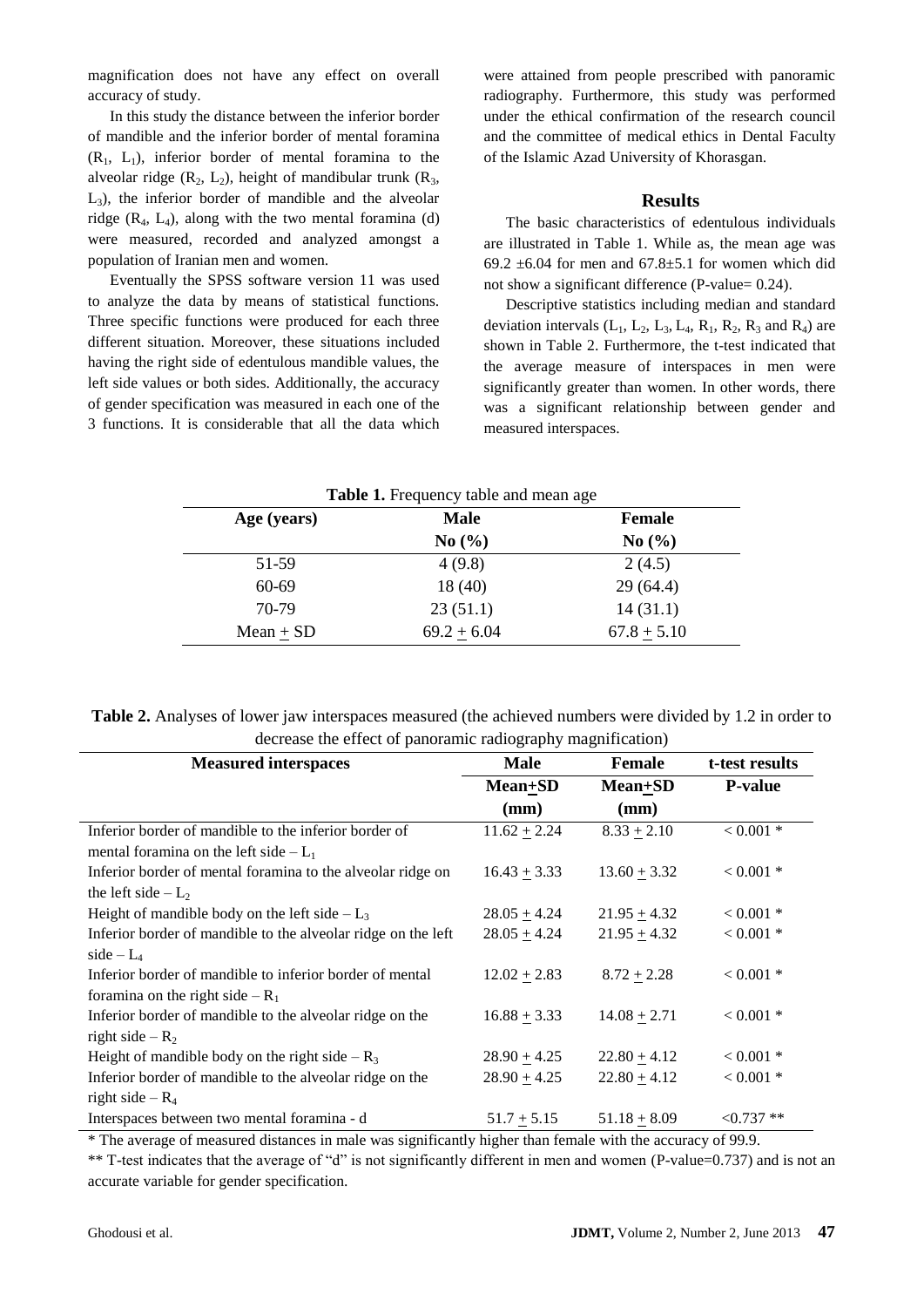magnification does not have any effect on overall accuracy of study.

In this study the distance between the inferior border of mandible and the inferior border of mental foramina ($R_1$, $L_1$), inferior border of mental foramina to the alveolar ridge ($R_2$, $L_2$), height of mandibular trunk ($R_3$, $L_3$), the inferior border of mandible and the alveolar ridge ($R_4$, $L_4$), along with the two mental foramina (d) were measured, recorded and analyzed amongst a population of Iranian men and women.

Eventually the SPSS software version 11 was used to analyze the data by means of statistical functions. Three specific functions were produced for each three different situation. Moreover, these situations included having the right side of edentulous mandible values, the left side values or both sides. Additionally, the accuracy of gender specification was measured in each one of the 3 functions. It is considerable that all the data which were attained from people prescribed with panoramic radiography. Furthermore, this study was performed under the ethical confirmation of the research council and the committee of medical ethics in Dental Faculty of the Islamic Azad University of Khorasgan.

## Results

The basic characteristics of edentulous individuals are illustrated in Table 1. While as, the mean age was 69.2 ±6.04 for men and 67.8±5.1 for women which did not show a significant difference (P-value= 0.24).

Descriptive statistics including median and standard deviation intervals ($L_1$, $L_2$, $L_3$, $L_4$, $R_1$, $R_2$, $R_3$ and $R_4$) are shown in Table 2. Furthermore, the t-test indicated that the average measure of interspaces in men were significantly greater than women. In other words, there was a significant relationship between gender and measured interspaces.

**Table 1.** Frequency table and mean age

| Age (years) | Male No (%) | Female No (%) |
|---|---|---|
| 51-59 | 4 (9.8) | 2 (4.5) |
| 60-69 | 18 (40) | 29 (64.4) |
| 70-79 | 23 (51.1) | 14 (31.1) |
| Mean ± SD | 69.2 ± 6.04 | 67.8 ± 5.10 |

**Table 2.** Analyses of lower jaw interspaces measured (the achieved numbers were divided by 1.2 in order to decrease the effect of panoramic radiography magnification)

| Measured interspaces | Male Mean±SD (mm) | Female Mean±SD (mm) | t-test results P-value |
|---|---|---|---|
| Inferior border of mandible to the inferior border of mental foramina on the left side – $L_1$ | 11.62 ± 2.24 | 8.33 ± 2.10 | < 0.001 * |
| Inferior border of mental foramina to the alveolar ridge on the left side – $L_2$ | 16.43 ± 3.33 | 13.60 ± 3.32 | < 0.001 * |
| Height of mandible body on the left side – $L_3$ | 28.05 ± 4.24 | 21.95 ± 4.32 | < 0.001 * |
| Inferior border of mandible to the alveolar ridge on the left side – $L_4$ | 28.05 ± 4.24 | 21.95 ± 4.32 | < 0.001 * |
| Inferior border of mandible to inferior border of mental foramina on the right side – $R_1$ | 12.02 ± 2.83 | 8.72 ± 2.28 | < 0.001 * |
| Inferior border of mandible to the alveolar ridge on the right side – $R_2$ | 16.88 ± 3.33 | 14.08 ± 2.71 | < 0.001 * |
| Height of mandible body on the right side – $R_3$ | 28.90 ± 4.25 | 22.80 ± 4.12 | < 0.001 * |
| Inferior border of mandible to the alveolar ridge on the right side – $R_4$ | 28.90 ± 4.25 | 22.80 ± 4.12 | < 0.001 * |
| Interspaces between two mental foramina - d | 51.7 ± 5.15 | 51.18 ± 8.09 | <0.737 ** |

\* The average of measured distances in male was significantly higher than female with the accuracy of 99.9.

** T-test indicates that the average of "d" is not significantly different in men and women (P-value=0.737) and is not an accurate variable for gender specification.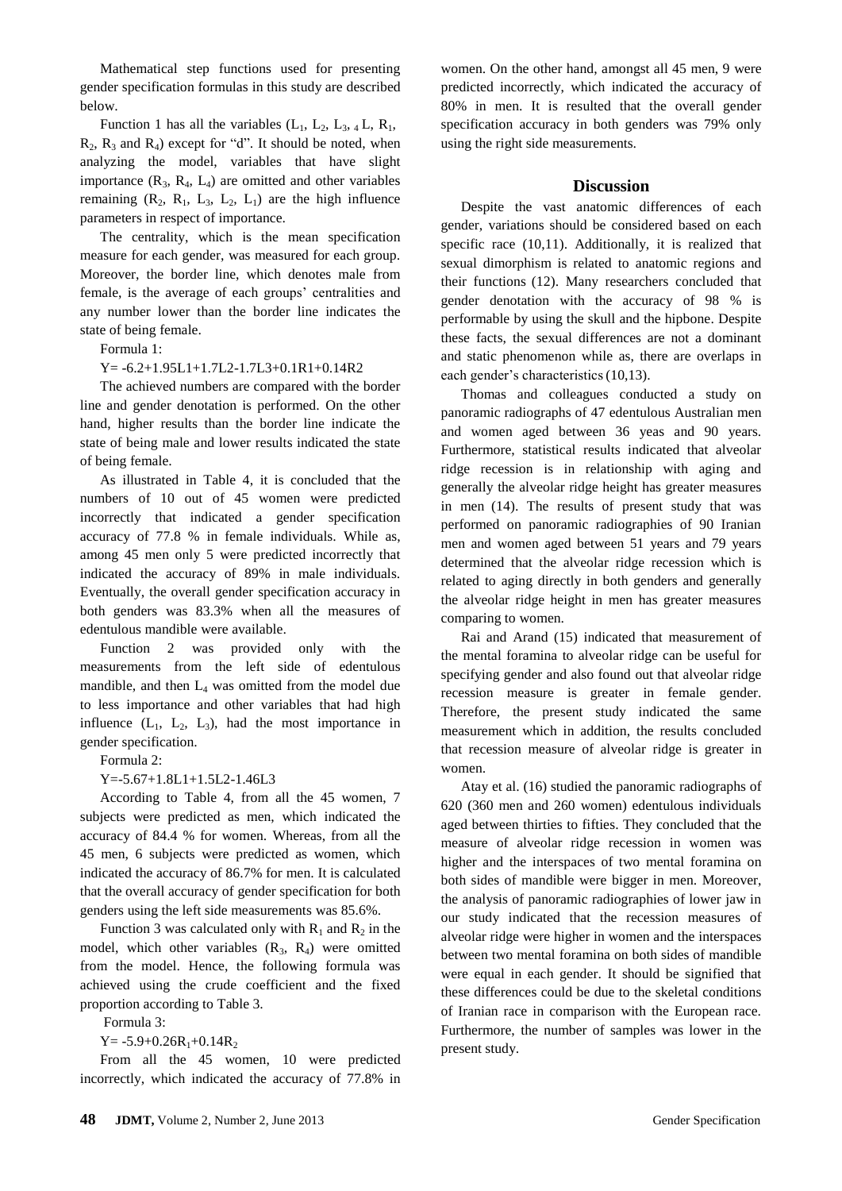Mathematical step functions used for presenting gender specification formulas in this study are described below.

Function 1 has all the variables ($L_1$, $L_2$, $L_3$, $_4$ L, $R_1$, $R_2$, $R_3$ and $R_4$) except for "d". It should be noted, when analyzing the model, variables that have slight importance ($R_3$, $R_4$, $L_4$) are omitted and other variables remaining ($R_2$, $R_1$, $L_3$, $L_2$, $L_1$) are the high influence parameters in respect of importance.

The centrality, which is the mean specification measure for each gender, was measured for each group. Moreover, the border line, which denotes male from female, is the average of each groups' centralities and any number lower than the border line indicates the state of being female.

Formula 1:

Y= -6.2+1.95L1+1.7L2-1.7L3+0.1R1+0.14R2

The achieved numbers are compared with the border line and gender denotation is performed. On the other hand, higher results than the border line indicate the state of being male and lower results indicated the state of being female.

As illustrated in Table 4, it is concluded that the numbers of 10 out of 45 women were predicted incorrectly that indicated a gender specification accuracy of 77.8 % in female individuals. While as, among 45 men only 5 were predicted incorrectly that indicated the accuracy of 89% in male individuals. Eventually, the overall gender specification accuracy in both genders was 83.3% when all the measures of edentulous mandible were available.

Function 2 was provided only with the measurements from the left side of edentulous mandible, and then $L_4$ was omitted from the model due to less importance and other variables that had high influence ($L_1$, $L_2$, $L_3$), had the most importance in gender specification.

Formula 2:

Y=-5.67+1.8L1+1.5L2-1.46L3

According to Table 4, from all the 45 women, 7 subjects were predicted as men, which indicated the accuracy of 84.4 % for women. Whereas, from all the 45 men, 6 subjects were predicted as women, which indicated the accuracy of 86.7% for men. It is calculated that the overall accuracy of gender specification for both genders using the left side measurements was 85.6%.

Function 3 was calculated only with $R_1$ and $R_2$ in the model, which other variables ($R_3$, $R_4$) were omitted from the model. Hence, the following formula was achieved using the crude coefficient and the fixed proportion according to Table 3.

Formula 3:

$Y= -5.9+0.26R_1+0.14R_2$

From all the 45 women, 10 were predicted incorrectly, which indicated the accuracy of 77.8% in women. On the other hand, amongst all 45 men, 9 were predicted incorrectly, which indicated the accuracy of 80% in men. It is resulted that the overall gender specification accuracy in both genders was 79% only using the right side measurements.

## Discussion

Despite the vast anatomic differences of each gender, variations should be considered based on each specific race (10,11). Additionally, it is realized that sexual dimorphism is related to anatomic regions and their functions (12). Many researchers concluded that gender denotation with the accuracy of 98 % is performable by using the skull and the hipbone. Despite these facts, the sexual differences are not a dominant and static phenomenon while as, there are overlaps in each gender's characteristics (10,13).

Thomas and colleagues conducted a study on panoramic radiographs of 47 edentulous Australian men and women aged between 36 yeas and 90 years. Furthermore, statistical results indicated that alveolar ridge recession is in relationship with aging and generally the alveolar ridge height has greater measures in men (14). The results of present study that was performed on panoramic radiographies of 90 Iranian men and women aged between 51 years and 79 years determined that the alveolar ridge recession which is related to aging directly in both genders and generally the alveolar ridge height in men has greater measures comparing to women.

Rai and Arand (15) indicated that measurement of the mental foramina to alveolar ridge can be useful for specifying gender and also found out that alveolar ridge recession measure is greater in female gender. Therefore, the present study indicated the same measurement which in addition, the results concluded that recession measure of alveolar ridge is greater in women.

Atay et al. (16) studied the panoramic radiographs of 620 (360 men and 260 women) edentulous individuals aged between thirties to fifties. They concluded that the measure of alveolar ridge recession in women was higher and the interspaces of two mental foramina on both sides of mandible were bigger in men. Moreover, the analysis of panoramic radiographies of lower jaw in our study indicated that the recession measures of alveolar ridge were higher in women and the interspaces between two mental foramina on both sides of mandible were equal in each gender. It should be signified that these differences could be due to the skeletal conditions of Iranian race in comparison with the European race. Furthermore, the number of samples was lower in the present study.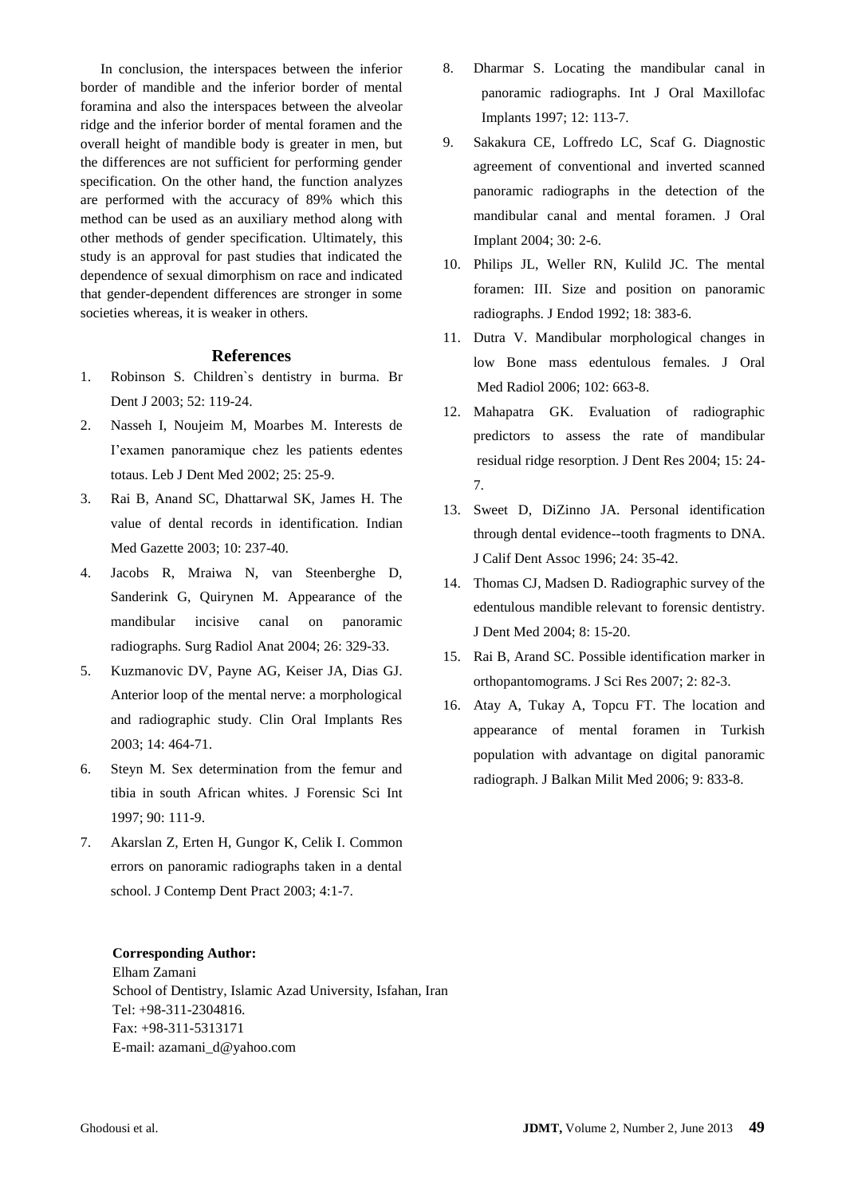In conclusion, the interspaces between the inferior border of mandible and the inferior border of mental foramina and also the interspaces between the alveolar ridge and the inferior border of mental foramen and the overall height of mandible body is greater in men, but the differences are not sufficient for performing gender specification. On the other hand, the function analyzes are performed with the accuracy of 89% which this method can be used as an auxiliary method along with other methods of gender specification. Ultimately, this study is an approval for past studies that indicated the dependence of sexual dimorphism on race and indicated that gender-dependent differences are stronger in some societies whereas, it is weaker in others.

## References

1. Robinson S. Children`s dentistry in burma. Br Dent J 2003; 52: 119-24.
2. Nasseh I, Noujeim M, Moarbes M. Interests de I'examen panoramique chez les patients edentes totaus. Leb J Dent Med 2002; 25: 25-9.
3. Rai B, Anand SC, Dhattarwal SK, James H. The value of dental records in identification. Indian Med Gazette 2003; 10: 237-40.
4. Jacobs R, Mraiwa N, van Steenberghe D, Sanderink G, Quirynen M. Appearance of the mandibular incisive canal on panoramic radiographs. Surg Radiol Anat 2004; 26: 329-33.
5. Kuzmanovic DV, Payne AG, Keiser JA, Dias GJ. Anterior loop of the mental nerve: a morphological and radiographic study. Clin Oral Implants Res 2003; 14: 464-71.
6. Steyn M. Sex determination from the femur and tibia in south African whites. J Forensic Sci Int 1997; 90: 111-9.
7. Akarslan Z, Erten H, Gungor K, Celik I. Common errors on panoramic radiographs taken in a dental school. J Contemp Dent Pract 2003; 4:1-7.
8. Dharmar S. Locating the mandibular canal in panoramic radiographs. Int J Oral Maxillofac Implants 1997; 12: 113-7.
9. Sakakura CE, Loffredo LC, Scaf G. Diagnostic agreement of conventional and inverted scanned panoramic radiographs in the detection of the mandibular canal and mental foramen. J Oral Implant 2004; 30: 2-6.
10. Philips JL, Weller RN, Kulild JC. The mental foramen: III. Size and position on panoramic radiographs. J Endod 1992; 18: 383-6.
11. Dutra V. Mandibular morphological changes in low Bone mass edentulous females. J Oral Med Radiol 2006; 102: 663-8.
12. Mahapatra GK. Evaluation of radiographic predictors to assess the rate of mandibular residual ridge resorption. J Dent Res 2004; 15: 24-7.
13. Sweet D, DiZinno JA. Personal identification through dental evidence--tooth fragments to DNA. J Calif Dent Assoc 1996; 24: 35-42.
14. Thomas CJ, Madsen D. Radiographic survey of the edentulous mandible relevant to forensic dentistry. J Dent Med 2004; 8: 15-20.
15. Rai B, Arand SC. Possible identification marker in orthopantomograms. J Sci Res 2007; 2: 82-3.
16. Atay A, Tukay A, Topcu FT. The location and appearance of mental foramen in Turkish population with advantage on digital panoramic radiograph. J Balkan Milit Med 2006; 9: 833-8.

**Corresponding Author:**
Elham Zamani
School of Dentistry, Islamic Azad University, Isfahan, Iran
Tel: +98-311-2304816.
Fax: +98-311-5313171
E-mail: azamani_d@yahoo.com